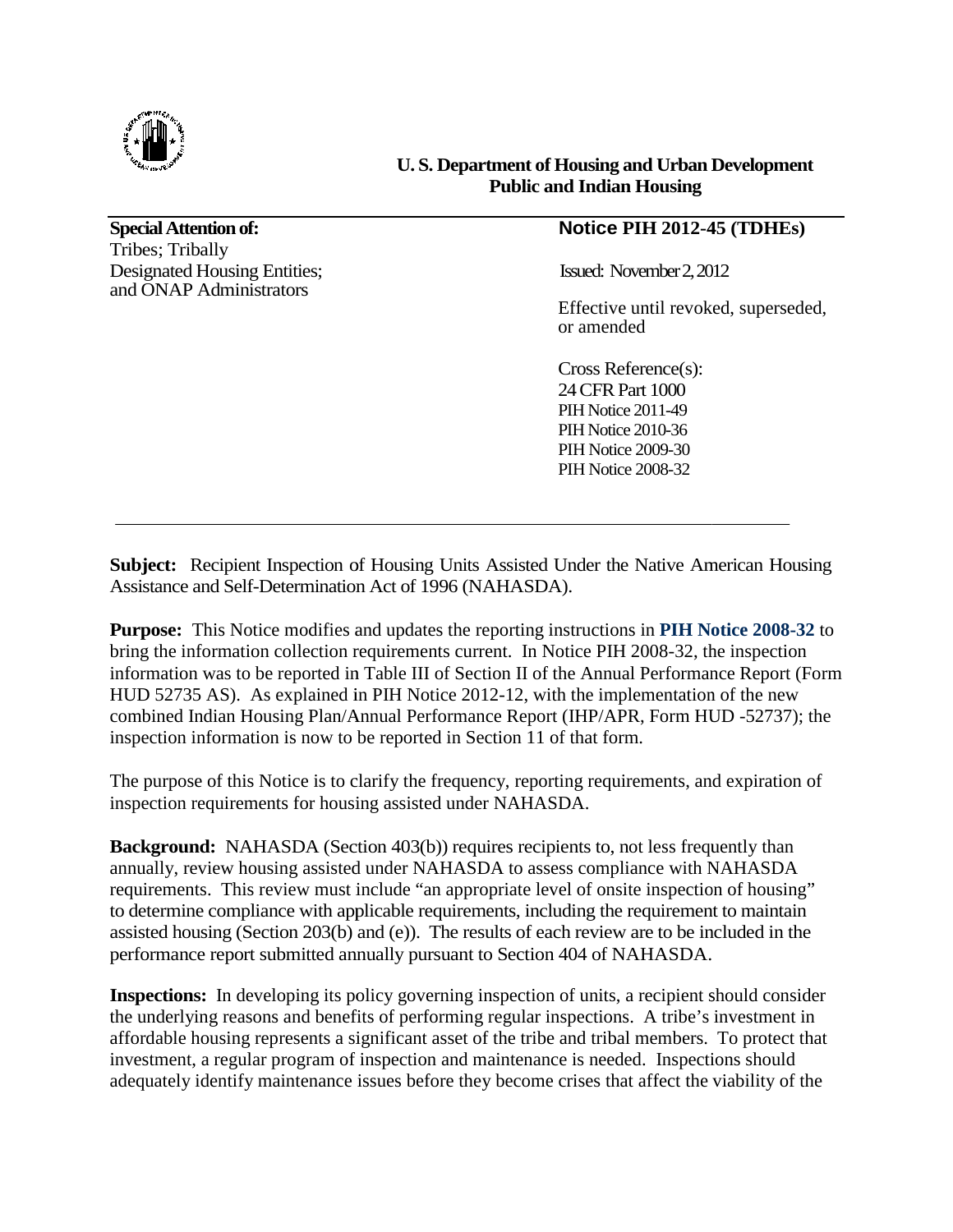**U. S. Department of Housing and Urban Development**
**Public and Indian Housing**

---

**Special Attention of:**
Tribes; Tribally Designated Housing Entities; and ONAP Administrators

**Notice PIH 2012-45 (TDHEs)**

Issued: November 2, 2012

Effective until revoked, superseded, or amended

Cross Reference(s):
24 CFR Part 1000
PIH Notice 2011-49
PIH Notice 2010-36
PIH Notice 2009-30
PIH Notice 2008-32

---

**Subject:** Recipient Inspection of Housing Units Assisted Under the Native American Housing Assistance and Self-Determination Act of 1996 (NAHASDA).

**Purpose:** This Notice modifies and updates the reporting instructions in **PIH Notice 2008-32** to bring the information collection requirements current. In Notice PIH 2008-32, the inspection information was to be reported in Table III of Section II of the Annual Performance Report (Form HUD 52735 AS). As explained in PIH Notice 2012-12, with the implementation of the new combined Indian Housing Plan/Annual Performance Report (IHP/APR, Form HUD -52737); the inspection information is now to be reported in Section 11 of that form.

The purpose of this Notice is to clarify the frequency, reporting requirements, and expiration of inspection requirements for housing assisted under NAHASDA.

**Background:** NAHASDA (Section 403(b)) requires recipients to, not less frequently than annually, review housing assisted under NAHASDA to assess compliance with NAHASDA requirements. This review must include "an appropriate level of onsite inspection of housing" to determine compliance with applicable requirements, including the requirement to maintain assisted housing (Section 203(b) and (e)). The results of each review are to be included in the performance report submitted annually pursuant to Section 404 of NAHASDA.

**Inspections:** In developing its policy governing inspection of units, a recipient should consider the underlying reasons and benefits of performing regular inspections. A tribe's investment in affordable housing represents a significant asset of the tribe and tribal members. To protect that investment, a regular program of inspection and maintenance is needed. Inspections should adequately identify maintenance issues before they become crises that affect the viability of the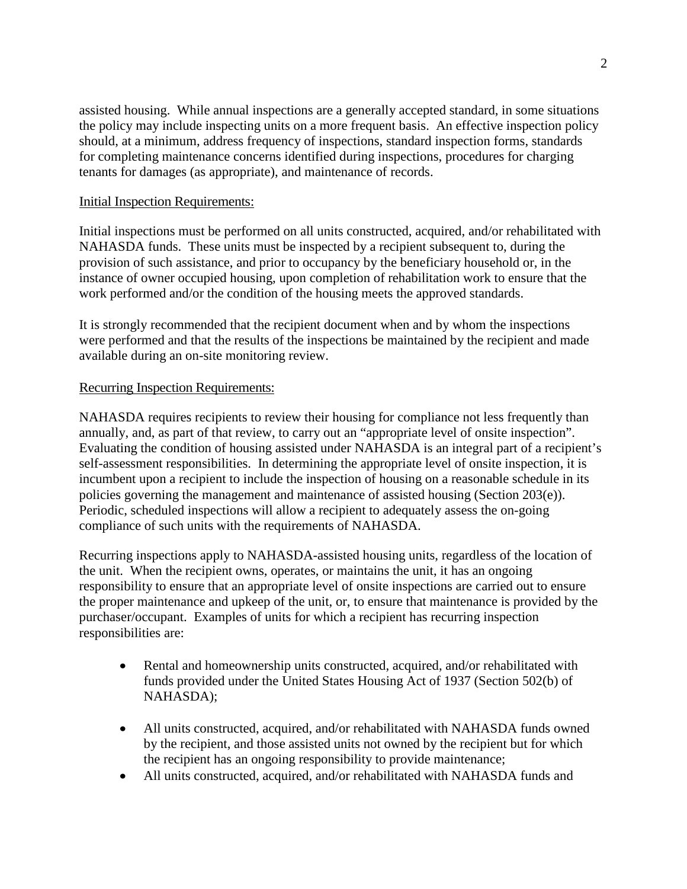assisted housing. While annual inspections are a generally accepted standard, in some situations the policy may include inspecting units on a more frequent basis. An effective inspection policy should, at a minimum, address frequency of inspections, standard inspection forms, standards for completing maintenance concerns identified during inspections, procedures for charging tenants for damages (as appropriate), and maintenance of records.

Initial Inspection Requirements:

Initial inspections must be performed on all units constructed, acquired, and/or rehabilitated with NAHASDA funds. These units must be inspected by a recipient subsequent to, during the provision of such assistance, and prior to occupancy by the beneficiary household or, in the instance of owner occupied housing, upon completion of rehabilitation work to ensure that the work performed and/or the condition of the housing meets the approved standards.

It is strongly recommended that the recipient document when and by whom the inspections were performed and that the results of the inspections be maintained by the recipient and made available during an on-site monitoring review.

Recurring Inspection Requirements:

NAHASDA requires recipients to review their housing for compliance not less frequently than annually, and, as part of that review, to carry out an "appropriate level of onsite inspection". Evaluating the condition of housing assisted under NAHASDA is an integral part of a recipient's self-assessment responsibilities. In determining the appropriate level of onsite inspection, it is incumbent upon a recipient to include the inspection of housing on a reasonable schedule in its policies governing the management and maintenance of assisted housing (Section 203(e)). Periodic, scheduled inspections will allow a recipient to adequately assess the on-going compliance of such units with the requirements of NAHASDA.

Recurring inspections apply to NAHASDA-assisted housing units, regardless of the location of the unit. When the recipient owns, operates, or maintains the unit, it has an ongoing responsibility to ensure that an appropriate level of onsite inspections are carried out to ensure the proper maintenance and upkeep of the unit, or, to ensure that maintenance is provided by the purchaser/occupant. Examples of units for which a recipient has recurring inspection responsibilities are:

- Rental and homeownership units constructed, acquired, and/or rehabilitated with funds provided under the United States Housing Act of 1937 (Section 502(b) of NAHASDA);
- All units constructed, acquired, and/or rehabilitated with NAHASDA funds owned by the recipient, and those assisted units not owned by the recipient but for which the recipient has an ongoing responsibility to provide maintenance;
- All units constructed, acquired, and/or rehabilitated with NAHASDA funds and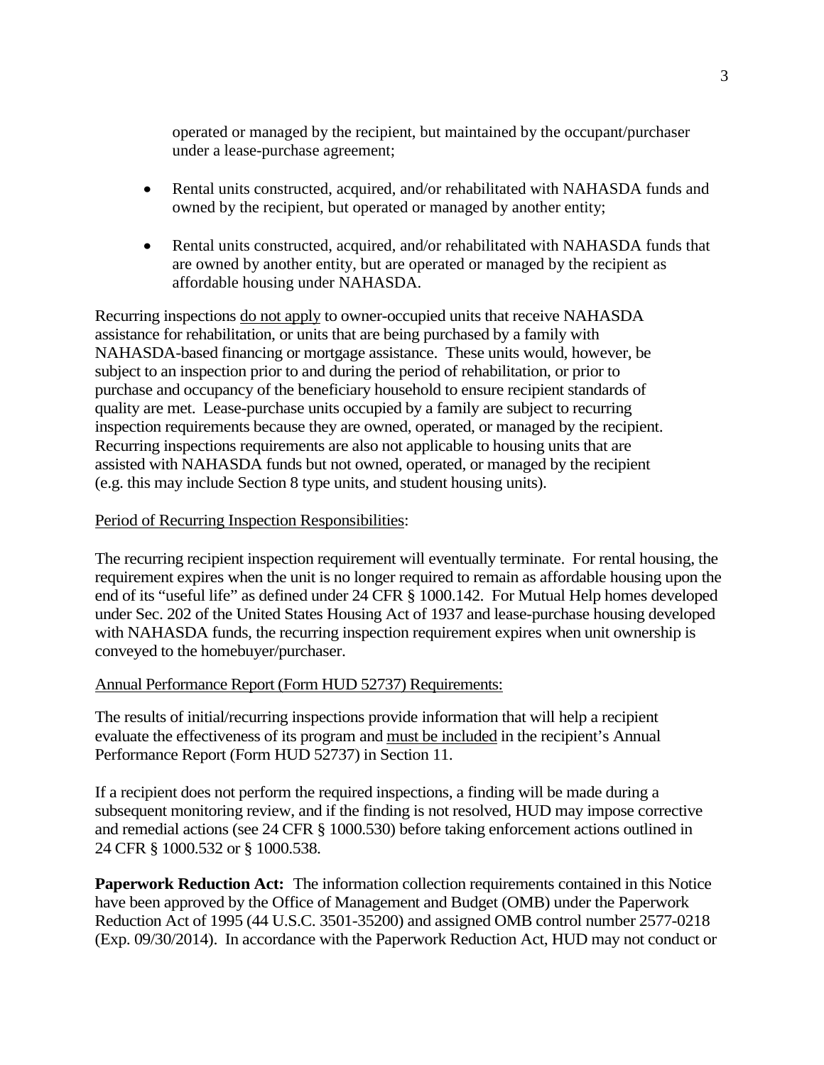operated or managed by the recipient, but maintained by the occupant/purchaser under a lease-purchase agreement;

- Rental units constructed, acquired, and/or rehabilitated with NAHASDA funds and owned by the recipient, but operated or managed by another entity;
- Rental units constructed, acquired, and/or rehabilitated with NAHASDA funds that are owned by another entity, but are operated or managed by the recipient as affordable housing under NAHASDA.

Recurring inspections do not apply to owner-occupied units that receive NAHASDA assistance for rehabilitation, or units that are being purchased by a family with NAHASDA-based financing or mortgage assistance. These units would, however, be subject to an inspection prior to and during the period of rehabilitation, or prior to purchase and occupancy of the beneficiary household to ensure recipient standards of quality are met. Lease-purchase units occupied by a family are subject to recurring inspection requirements because they are owned, operated, or managed by the recipient. Recurring inspections requirements are also not applicable to housing units that are assisted with NAHASDA funds but not owned, operated, or managed by the recipient (e.g. this may include Section 8 type units, and student housing units).

Period of Recurring Inspection Responsibilities:

The recurring recipient inspection requirement will eventually terminate. For rental housing, the requirement expires when the unit is no longer required to remain as affordable housing upon the end of its "useful life" as defined under 24 CFR § 1000.142. For Mutual Help homes developed under Sec. 202 of the United States Housing Act of 1937 and lease-purchase housing developed with NAHASDA funds, the recurring inspection requirement expires when unit ownership is conveyed to the homebuyer/purchaser.

Annual Performance Report (Form HUD 52737) Requirements:

The results of initial/recurring inspections provide information that will help a recipient evaluate the effectiveness of its program and must be included in the recipient's Annual Performance Report (Form HUD 52737) in Section 11.

If a recipient does not perform the required inspections, a finding will be made during a subsequent monitoring review, and if the finding is not resolved, HUD may impose corrective and remedial actions (see 24 CFR § 1000.530) before taking enforcement actions outlined in 24 CFR § 1000.532 or § 1000.538.

**Paperwork Reduction Act:** The information collection requirements contained in this Notice have been approved by the Office of Management and Budget (OMB) under the Paperwork Reduction Act of 1995 (44 U.S.C. 3501-35200) and assigned OMB control number 2577-0218 (Exp. 09/30/2014). In accordance with the Paperwork Reduction Act, HUD may not conduct or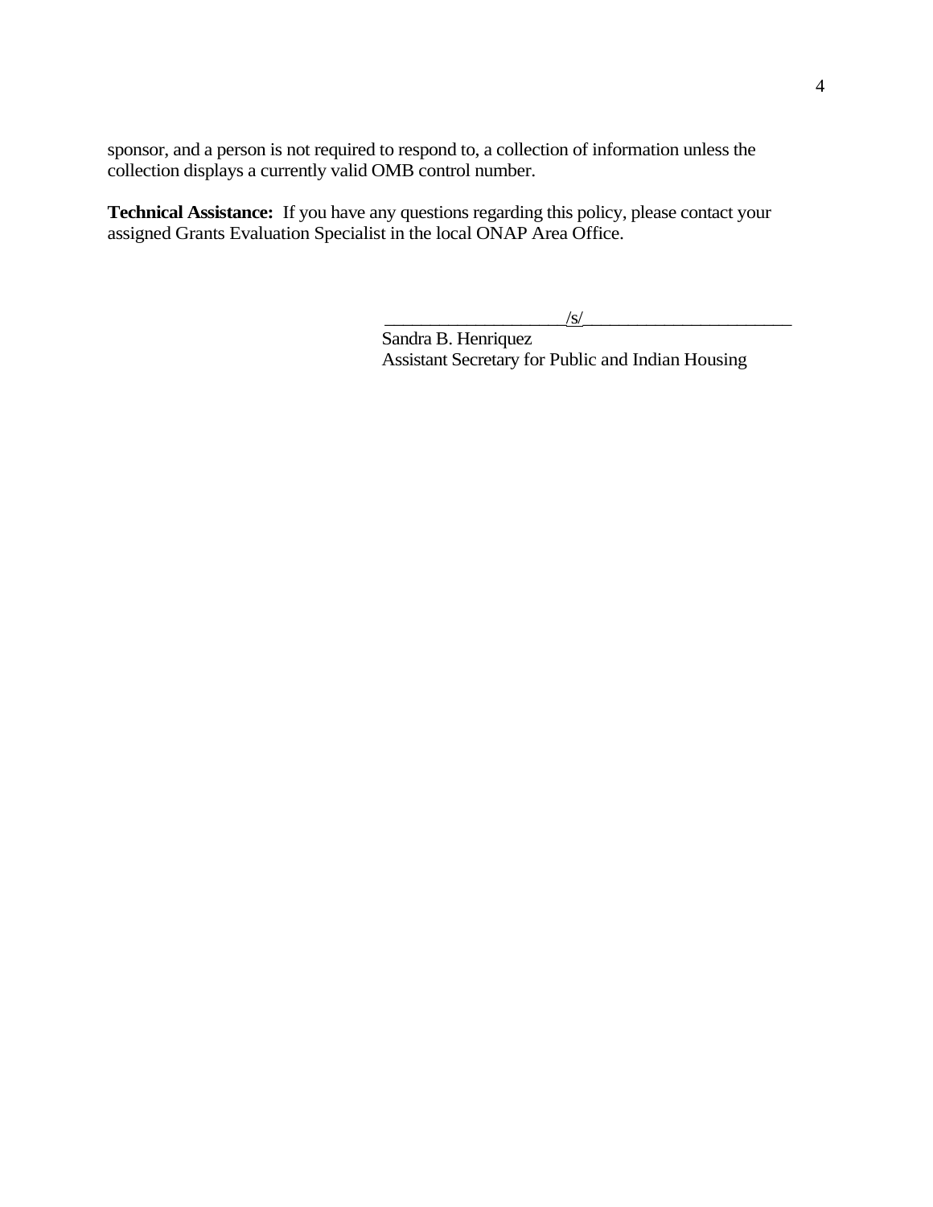sponsor, and a person is not required to respond to, a collection of information unless the collection displays a currently valid OMB control number.

**Technical Assistance:** If you have any questions regarding this policy, please contact your assigned Grants Evaluation Specialist in the local ONAP Area Office.

\_\_\_\_\_\_\_\_\_\_\_\_\_\_\_\_\_\_\_\_/s/\_\_\_\_\_\_\_\_\_\_\_\_\_\_\_\_\_\_\_\_\_\_\_\_
Sandra B. Henriquez
Assistant Secretary for Public and Indian Housing